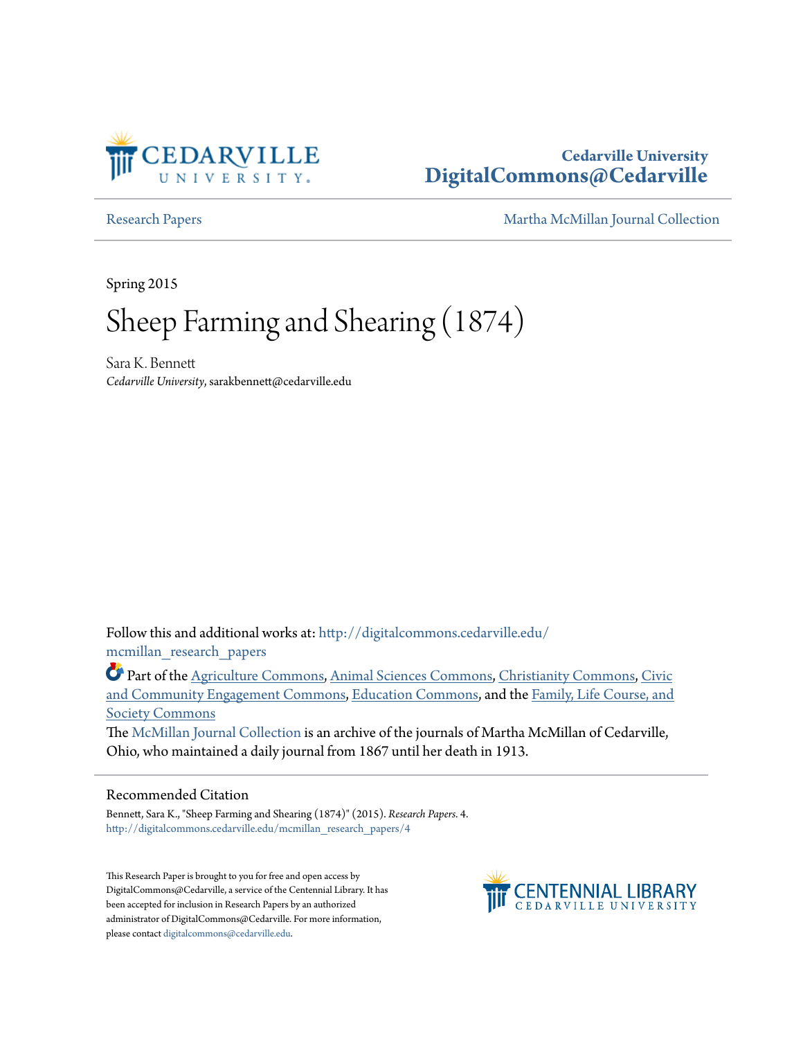Cedarville University
DigitalCommons@Cedarville

Research Papers | Martha McMillan Journal Collection

Spring 2015

# Sheep Farming and Shearing (1874)

Sara K. Bennett
*Cedarville University*, sarakbennett@cedarville.edu

Follow this and additional works at: http://digitalcommons.cedarville.edu/mcmillan_research_papers

Part of the Agriculture Commons, Animal Sciences Commons, Christianity Commons, Civic and Community Engagement Commons, Education Commons, and the Family, Life Course, and Society Commons

The McMillan Journal Collection is an archive of the journals of Martha McMillan of Cedarville, Ohio, who maintained a daily journal from 1867 until her death in 1913.

## Recommended Citation

Bennett, Sara K., "Sheep Farming and Shearing (1874)" (2015). *Research Papers*. 4.
http://digitalcommons.cedarville.edu/mcmillan_research_papers/4

This Research Paper is brought to you for free and open access by DigitalCommons@Cedarville, a service of the Centennial Library. It has been accepted for inclusion in Research Papers by an authorized administrator of DigitalCommons@Cedarville. For more information, please contact digitalcommons@cedarville.edu.

CENTENNIAL LIBRARY
CEDARVILLE UNIVERSITY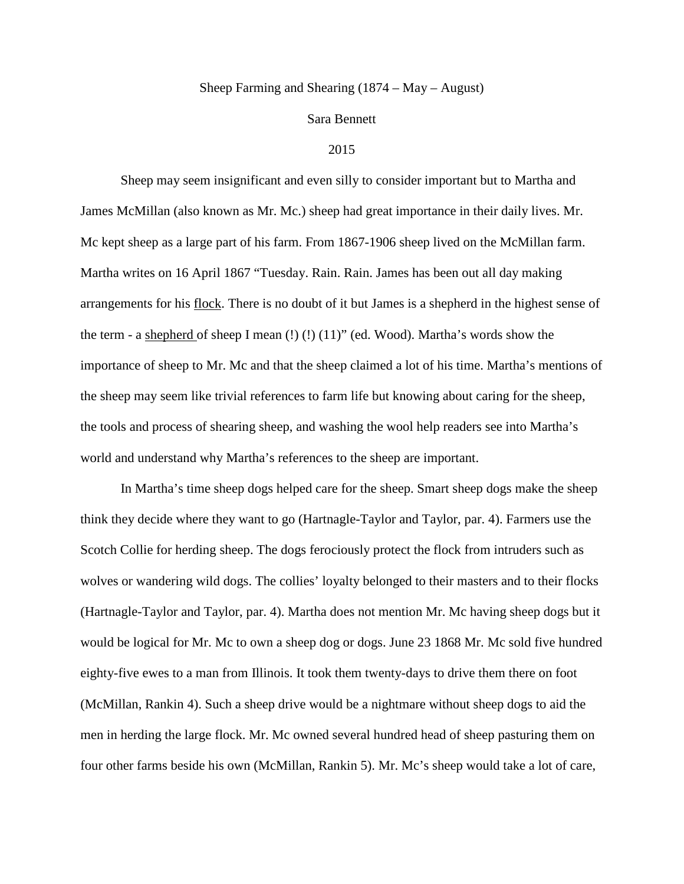Sheep Farming and Shearing (1874 – May – August)

Sara Bennett

2015

Sheep may seem insignificant and even silly to consider important but to Martha and James McMillan (also known as Mr. Mc.) sheep had great importance in their daily lives. Mr. Mc kept sheep as a large part of his farm. From 1867-1906 sheep lived on the McMillan farm. Martha writes on 16 April 1867 “Tuesday. Rain. Rain. James has been out all day making arrangements for his <u>flock</u>. There is no doubt of it but James is a shepherd in the highest sense of the term - a <u>shepherd</u> of sheep I mean (!) (!) (11)” (ed. Wood). Martha’s words show the importance of sheep to Mr. Mc and that the sheep claimed a lot of his time. Martha’s mentions of the sheep may seem like trivial references to farm life but knowing about caring for the sheep, the tools and process of shearing sheep, and washing the wool help readers see into Martha’s world and understand why Martha’s references to the sheep are important.

In Martha’s time sheep dogs helped care for the sheep. Smart sheep dogs make the sheep think they decide where they want to go (Hartnagle-Taylor and Taylor, par. 4). Farmers use the Scotch Collie for herding sheep. The dogs ferociously protect the flock from intruders such as wolves or wandering wild dogs. The collies’ loyalty belonged to their masters and to their flocks (Hartnagle-Taylor and Taylor, par. 4). Martha does not mention Mr. Mc having sheep dogs but it would be logical for Mr. Mc to own a sheep dog or dogs. June 23 1868 Mr. Mc sold five hundred eighty-five ewes to a man from Illinois. It took them twenty-days to drive them there on foot (McMillan, Rankin 4). Such a sheep drive would be a nightmare without sheep dogs to aid the men in herding the large flock. Mr. Mc owned several hundred head of sheep pasturing them on four other farms beside his own (McMillan, Rankin 5). Mr. Mc’s sheep would take a lot of care,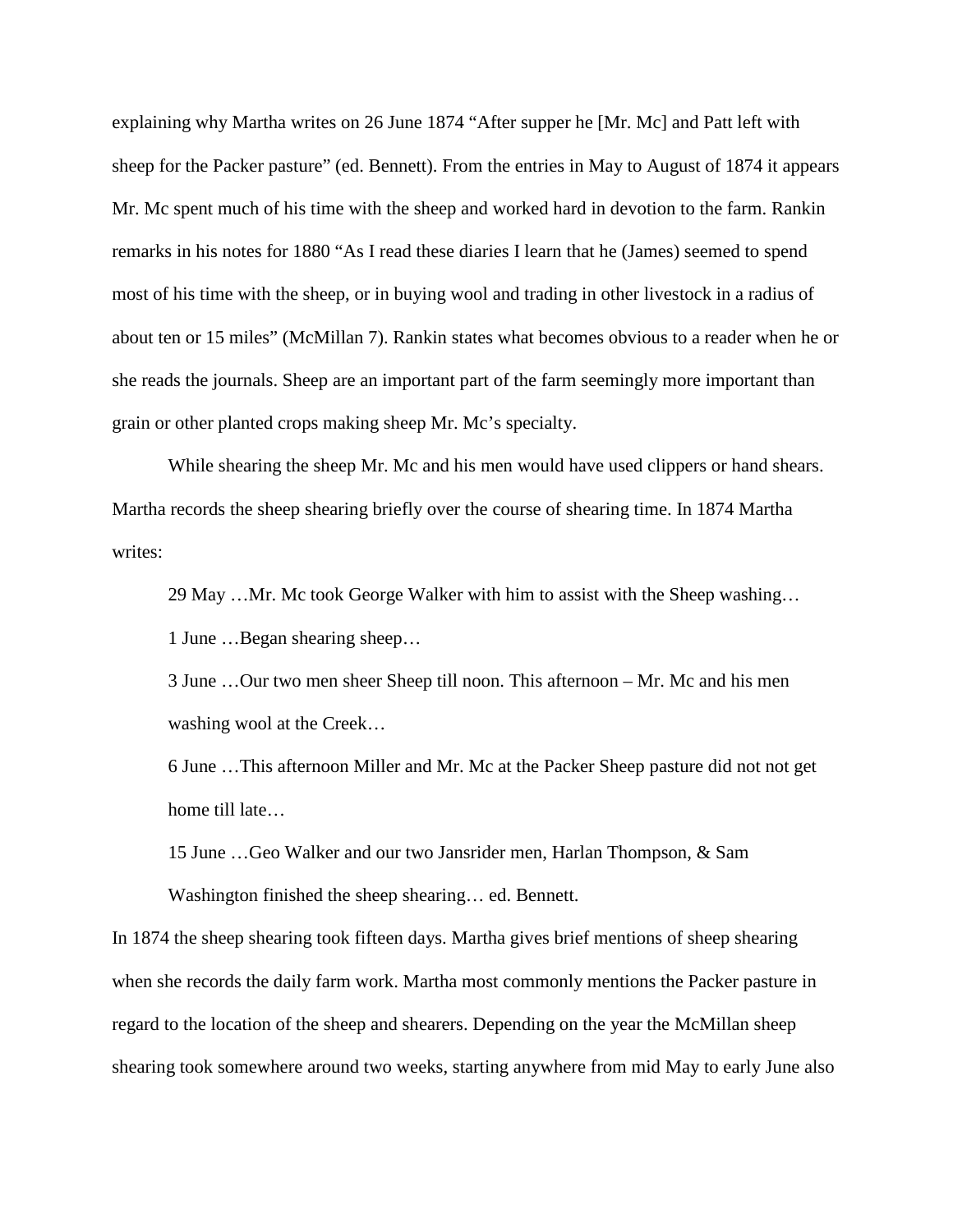explaining why Martha writes on 26 June 1874 "After supper he [Mr. Mc] and Patt left with sheep for the Packer pasture" (ed. Bennett). From the entries in May to August of 1874 it appears Mr. Mc spent much of his time with the sheep and worked hard in devotion to the farm. Rankin remarks in his notes for 1880 "As I read these diaries I learn that he (James) seemed to spend most of his time with the sheep, or in buying wool and trading in other livestock in a radius of about ten or 15 miles" (McMillan 7). Rankin states what becomes obvious to a reader when he or she reads the journals. Sheep are an important part of the farm seemingly more important than grain or other planted crops making sheep Mr. Mc's specialty.

While shearing the sheep Mr. Mc and his men would have used clippers or hand shears. Martha records the sheep shearing briefly over the course of shearing time. In 1874 Martha writes:

> 29 May …Mr. Mc took George Walker with him to assist with the Sheep washing…
>
> 1 June …Began shearing sheep…
>
> 3 June …Our two men sheer Sheep till noon. This afternoon – Mr. Mc and his men washing wool at the Creek…
>
> 6 June …This afternoon Miller and Mr. Mc at the Packer Sheep pasture did not not get home till late…
>
> 15 June …Geo Walker and our two Jansrider men, Harlan Thompson, & Sam Washington finished the sheep shearing… ed. Bennett.

In 1874 the sheep shearing took fifteen days. Martha gives brief mentions of sheep shearing when she records the daily farm work. Martha most commonly mentions the Packer pasture in regard to the location of the sheep and shearers. Depending on the year the McMillan sheep shearing took somewhere around two weeks, starting anywhere from mid May to early June also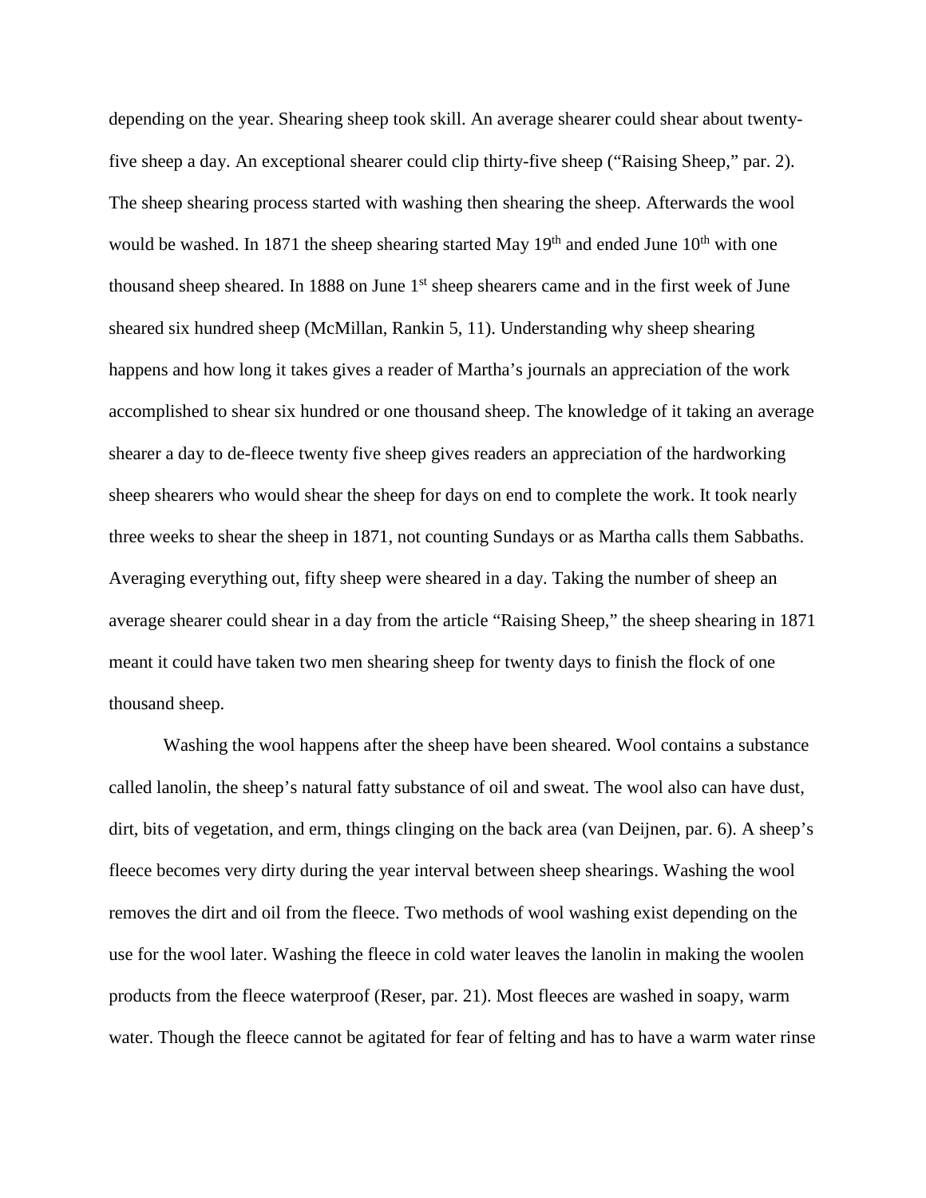depending on the year. Shearing sheep took skill. An average shearer could shear about twenty-five sheep a day. An exceptional shearer could clip thirty-five sheep ("Raising Sheep," par. 2). The sheep shearing process started with washing then shearing the sheep. Afterwards the wool would be washed. In 1871 the sheep shearing started May 19th and ended June 10th with one thousand sheep sheared. In 1888 on June 1st sheep shearers came and in the first week of June sheared six hundred sheep (McMillan, Rankin 5, 11). Understanding why sheep shearing happens and how long it takes gives a reader of Martha's journals an appreciation of the work accomplished to shear six hundred or one thousand sheep. The knowledge of it taking an average shearer a day to de-fleece twenty five sheep gives readers an appreciation of the hardworking sheep shearers who would shear the sheep for days on end to complete the work. It took nearly three weeks to shear the sheep in 1871, not counting Sundays or as Martha calls them Sabbaths. Averaging everything out, fifty sheep were sheared in a day. Taking the number of sheep an average shearer could shear in a day from the article "Raising Sheep," the sheep shearing in 1871 meant it could have taken two men shearing sheep for twenty days to finish the flock of one thousand sheep.

Washing the wool happens after the sheep have been sheared. Wool contains a substance called lanolin, the sheep's natural fatty substance of oil and sweat. The wool also can have dust, dirt, bits of vegetation, and erm, things clinging on the back area (van Deijnen, par. 6). A sheep's fleece becomes very dirty during the year interval between sheep shearings. Washing the wool removes the dirt and oil from the fleece. Two methods of wool washing exist depending on the use for the wool later. Washing the fleece in cold water leaves the lanolin in making the woolen products from the fleece waterproof (Reser, par. 21). Most fleeces are washed in soapy, warm water. Though the fleece cannot be agitated for fear of felting and has to have a warm water rinse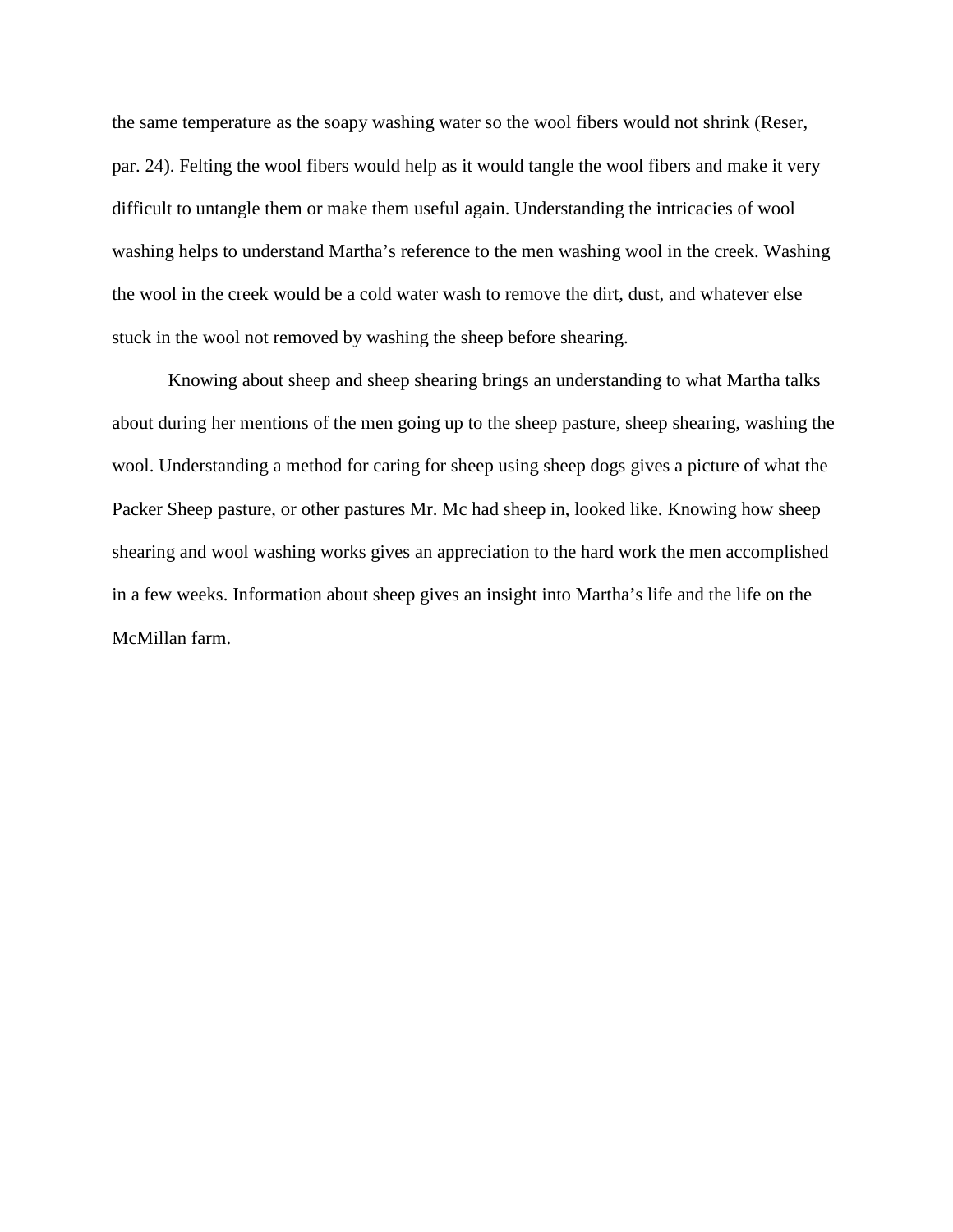the same temperature as the soapy washing water so the wool fibers would not shrink (Reser, par. 24). Felting the wool fibers would help as it would tangle the wool fibers and make it very difficult to untangle them or make them useful again. Understanding the intricacies of wool washing helps to understand Martha's reference to the men washing wool in the creek. Washing the wool in the creek would be a cold water wash to remove the dirt, dust, and whatever else stuck in the wool not removed by washing the sheep before shearing.

Knowing about sheep and sheep shearing brings an understanding to what Martha talks about during her mentions of the men going up to the sheep pasture, sheep shearing, washing the wool. Understanding a method for caring for sheep using sheep dogs gives a picture of what the Packer Sheep pasture, or other pastures Mr. Mc had sheep in, looked like. Knowing how sheep shearing and wool washing works gives an appreciation to the hard work the men accomplished in a few weeks. Information about sheep gives an insight into Martha's life and the life on the McMillan farm.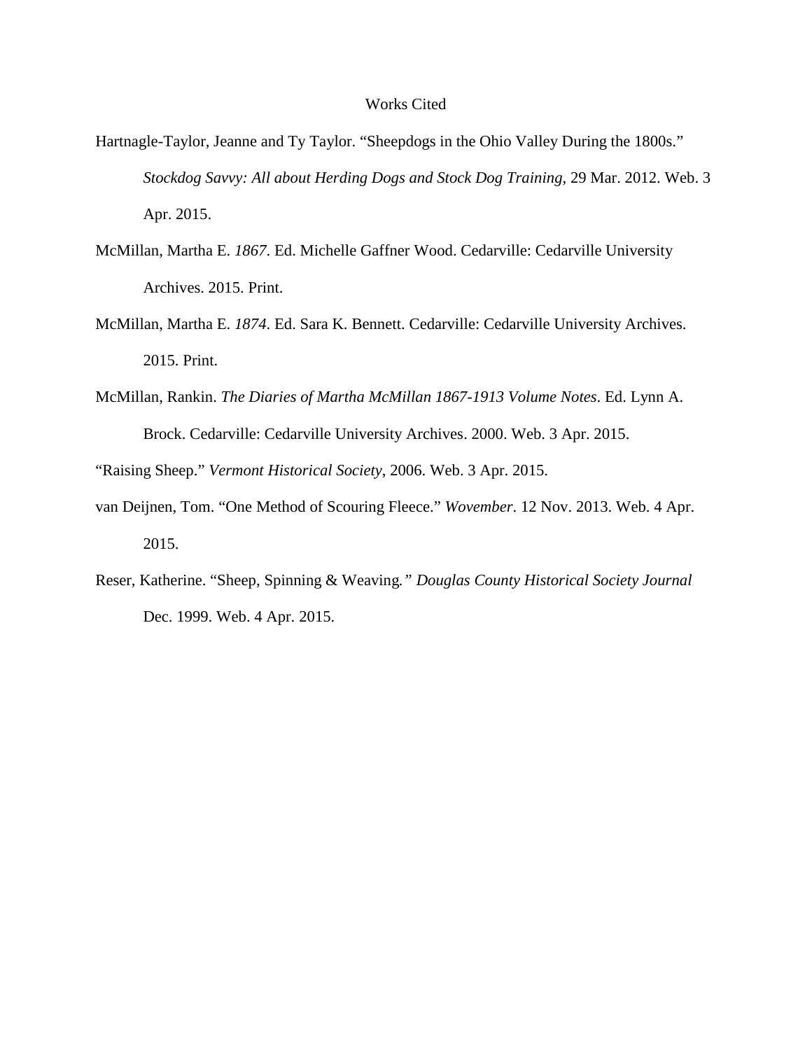# Works Cited

Hartnagle-Taylor, Jeanne and Ty Taylor. “Sheepdogs in the Ohio Valley During the 1800s.” *Stockdog Savvy: All about Herding Dogs and Stock Dog Training*, 29 Mar. 2012. Web. 3 Apr. 2015.

McMillan, Martha E. *1867*. Ed. Michelle Gaffner Wood. Cedarville: Cedarville University Archives. 2015. Print.

McMillan, Martha E. *1874*. Ed. Sara K. Bennett. Cedarville: Cedarville University Archives. 2015. Print.

McMillan, Rankin. *The Diaries of Martha McMillan 1867-1913 Volume Notes*. Ed. Lynn A. Brock. Cedarville: Cedarville University Archives. 2000. Web. 3 Apr. 2015.

“Raising Sheep.” *Vermont Historical Society*, 2006. Web. 3 Apr. 2015.

van Deijnen, Tom. “One Method of Scouring Fleece.” *Wovember*. 12 Nov. 2013. Web. 4 Apr. 2015.

Reser, Katherine. “Sheep, Spinning & Weaving*.” Douglas County Historical Society Journal* Dec. 1999. Web. 4 Apr. 2015.